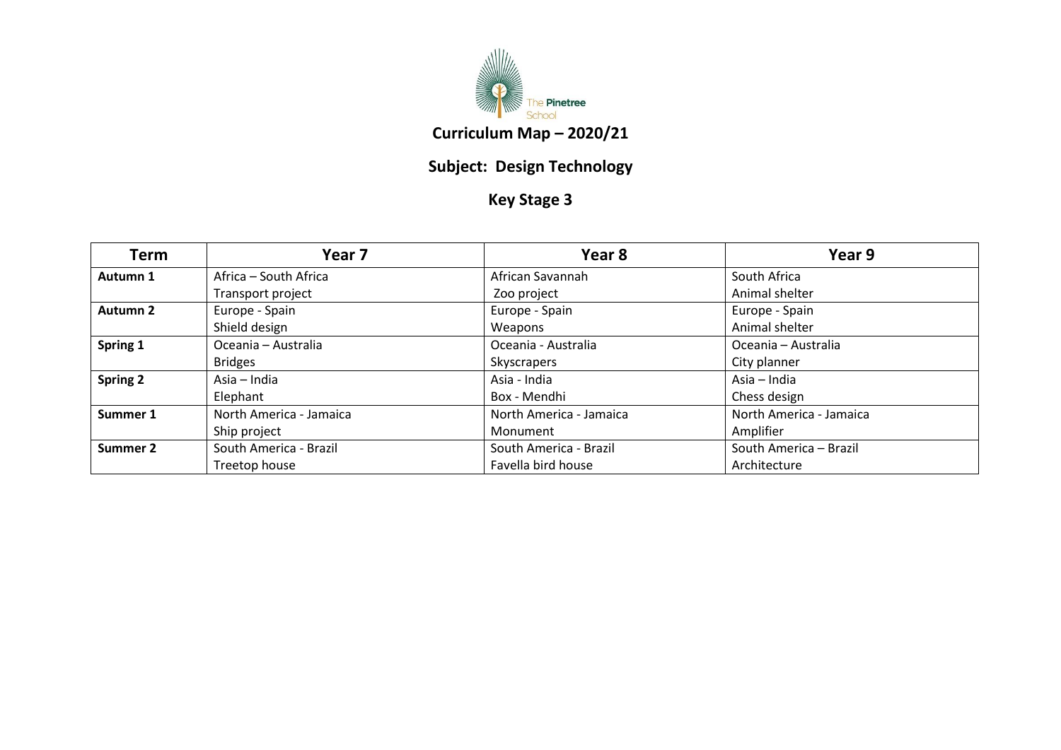The Pinetree School

# Curriculum Map – 2020/21

## Subject: Design Technology

## Key Stage 3

| Term | Year 7 | Year 8 | Year 9 |
|---|---|---|---|
| **Autumn 1** | Africa – South Africa<br>Transport project | African Savannah<br>Zoo project | South Africa<br>Animal shelter |
| **Autumn 2** | Europe - Spain<br>Shield design | Europe - Spain<br>Weapons | Europe - Spain<br>Animal shelter |
| **Spring 1** | Oceania – Australia<br>Bridges | Oceania - Australia<br>Skyscrapers | Oceania – Australia<br>City planner |
| **Spring 2** | Asia – India<br>Elephant | Asia - India<br>Box - Mendhi | Asia – India<br>Chess design |
| **Summer 1** | North America - Jamaica<br>Ship project | North America - Jamaica<br>Monument | North America - Jamaica<br>Amplifier |
| **Summer 2** | South America - Brazil<br>Treetop house | South America - Brazil<br>Favella bird house | South America – Brazil<br>Architecture |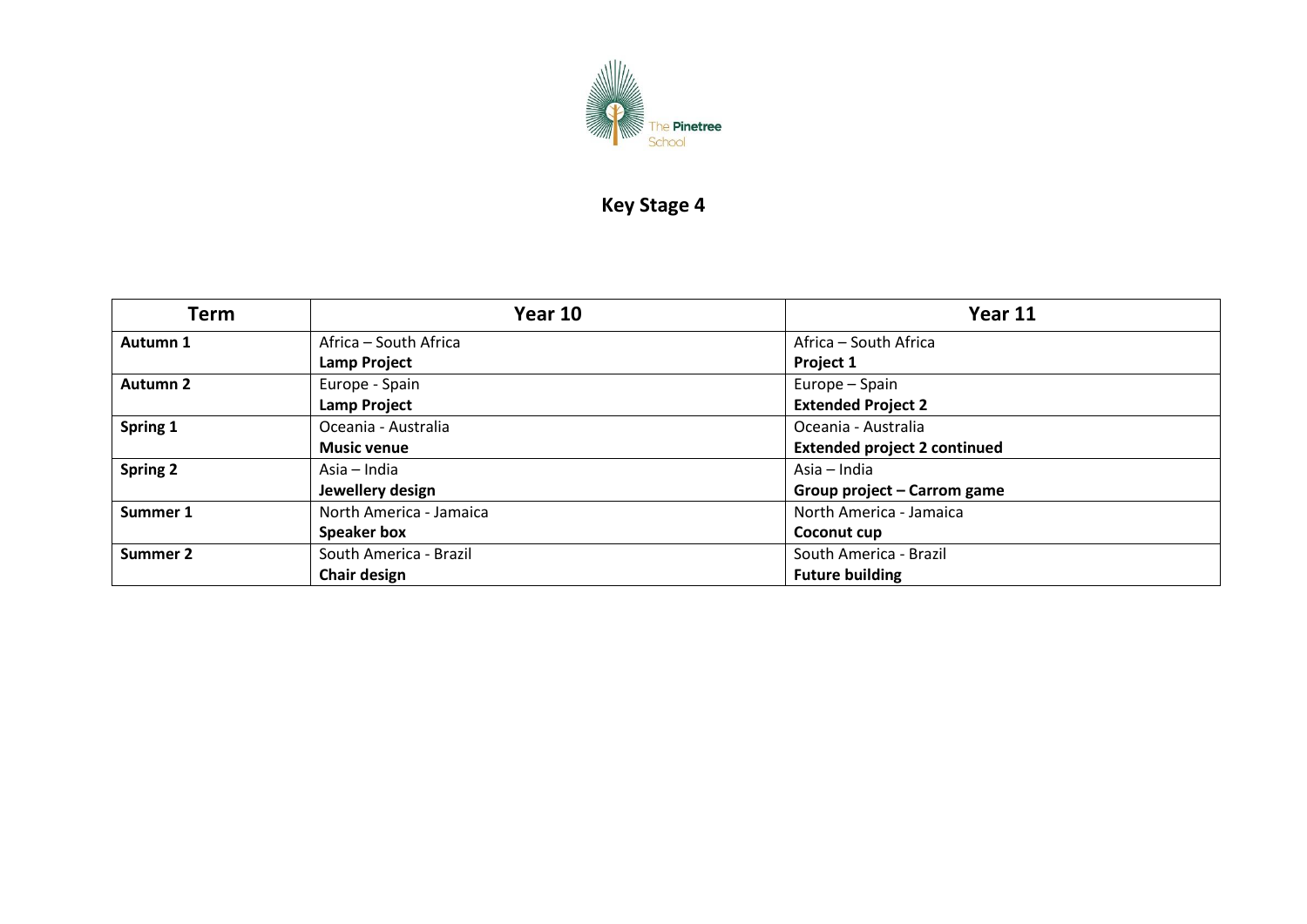The Pinetree School

# Key Stage 4

| Term | Year 10 | Year 11 |
| --- | --- | --- |
| **Autumn 1** | Africa – South Africa<br>**Lamp Project** | Africa – South Africa<br>**Project 1** |
| **Autumn 2** | Europe - Spain<br>**Lamp Project** | Europe – Spain<br>**Extended Project 2** |
| **Spring 1** | Oceania - Australia<br>**Music venue** | Oceania - Australia<br>**Extended project 2 continued** |
| **Spring 2** | Asia – India<br>**Jewellery design** | Asia – India<br>**Group project – Carrom game** |
| **Summer 1** | North America - Jamaica<br>**Speaker box** | North America - Jamaica<br>**Coconut cup** |
| **Summer 2** | South America - Brazil<br>**Chair design** | South America - Brazil<br>**Future building** |